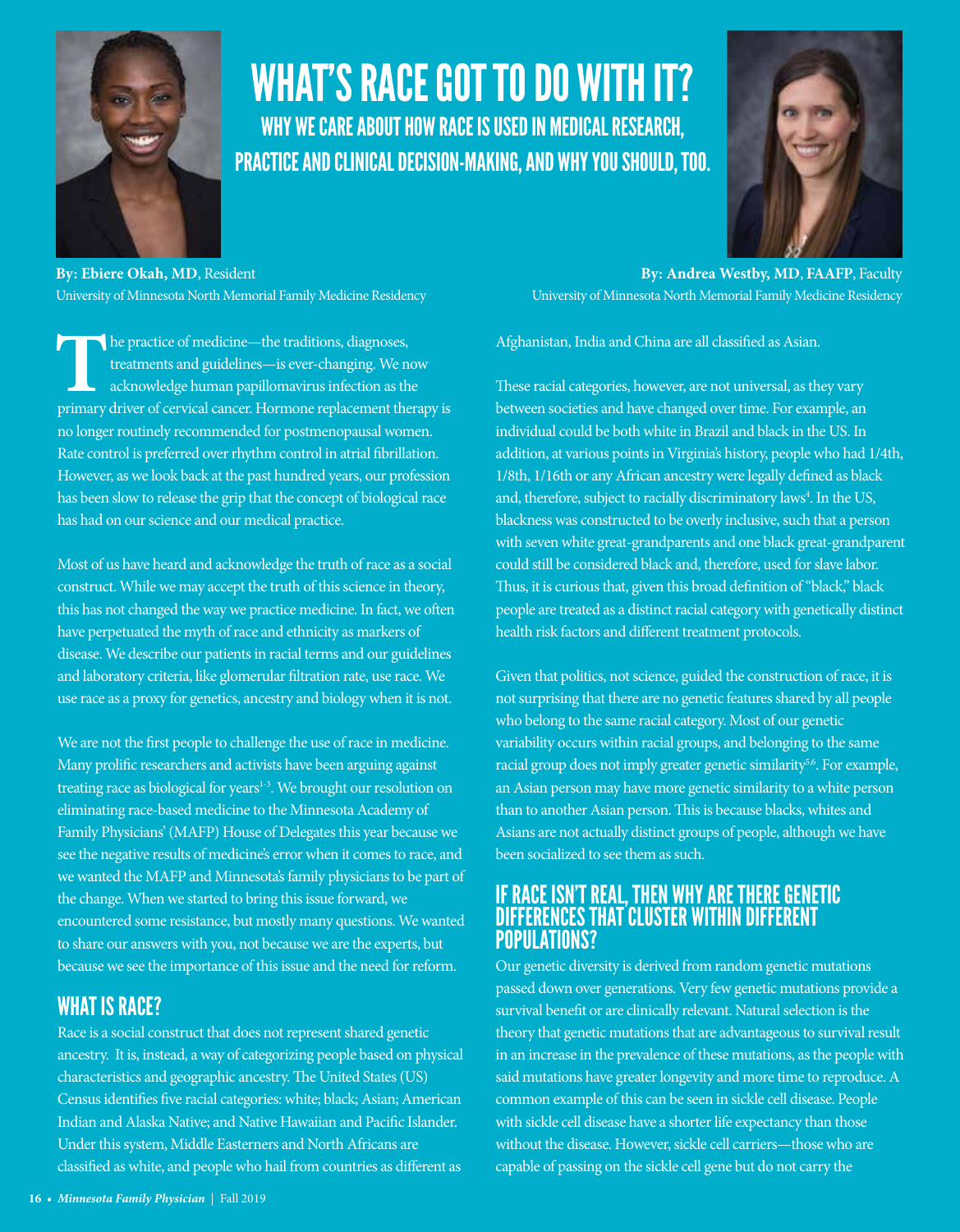# WHAT'S RACE GOT TO DO WITH IT?

## WHY WE CARE ABOUT HOW RACE IS USED IN MEDICAL RESEARCH, PRACTICE AND CLINICAL DECISION-MAKING, AND WHY YOU SHOULD, TOO.

**By: Ebiere Okah, MD**, Resident
University of Minnesota North Memorial Family Medicine Residency

**By: Andrea Westby, MD**, **FAAFP**, Faculty
University of Minnesota North Memorial Family Medicine Residency

The practice of medicine—the traditions, diagnoses, treatments and guidelines—is ever-changing. We now acknowledge human papillomavirus infection as the primary driver of cervical cancer. Hormone replacement therapy is no longer routinely recommended for postmenopausal women. Rate control is preferred over rhythm control in atrial fibrillation. However, as we look back at the past hundred years, our profession has been slow to release the grip that the concept of biological race has had on our science and our medical practice.

Most of us have heard and acknowledge the truth of race as a social construct. While we may accept the truth of this science in theory, this has not changed the way we practice medicine. In fact, we often have perpetuated the myth of race and ethnicity as markers of disease. We describe our patients in racial terms and our guidelines and laboratory criteria, like glomerular filtration rate, use race. We use race as a proxy for genetics, ancestry and biology when it is not.

We are not the first people to challenge the use of race in medicine. Many prolific researchers and activists have been arguing against treating race as biological for years[1-3]. We brought our resolution on eliminating race-based medicine to the Minnesota Academy of Family Physicians' (MAFP) House of Delegates this year because we see the negative results of medicine's error when it comes to race, and we wanted the MAFP and Minnesota's family physicians to be part of the change. When we started to bring this issue forward, we encountered some resistance, but mostly many questions. We wanted to share our answers with you, not because we are the experts, but because we see the importance of this issue and the need for reform.

## WHAT IS RACE?

Race is a social construct that does not represent shared genetic ancestry. It is, instead, a way of categorizing people based on physical characteristics and geographic ancestry. The United States (US) Census identifies five racial categories: white; black; Asian; American Indian and Alaska Native; and Native Hawaiian and Pacific Islander. Under this system, Middle Easterners and North Africans are classified as white, and people who hail from countries as different as Afghanistan, India and China are all classified as Asian.

These racial categories, however, are not universal, as they vary between societies and have changed over time. For example, an individual could be both white in Brazil and black in the US. In addition, at various points in Virginia's history, people who had 1/4th, 1/8th, 1/16th or any African ancestry were legally defined as black and, therefore, subject to racially discriminatory laws[4]. In the US, blackness was constructed to be overly inclusive, such that a person with seven white great-grandparents and one black great-grandparent could still be considered black and, therefore, used for slave labor. Thus, it is curious that, given this broad definition of "black," black people are treated as a distinct racial category with genetically distinct health risk factors and different treatment protocols.

Given that politics, not science, guided the construction of race, it is not surprising that there are no genetic features shared by all people who belong to the same racial category. Most of our genetic variability occurs within racial groups, and belonging to the same racial group does not imply greater genetic similarity[5,6]. For example, an Asian person may have more genetic similarity to a white person than to another Asian person. This is because blacks, whites and Asians are not actually distinct groups of people, although we have been socialized to see them as such.

## IF RACE ISN'T REAL, THEN WHY ARE THERE GENETIC DIFFERENCES THAT CLUSTER WITHIN DIFFERENT POPULATIONS?

Our genetic diversity is derived from random genetic mutations passed down over generations. Very few genetic mutations provide a survival benefit or are clinically relevant. Natural selection is the theory that genetic mutations that are advantageous to survival result in an increase in the prevalence of these mutations, as the people with said mutations have greater longevity and more time to reproduce. A common example of this can be seen in sickle cell disease. People with sickle cell disease have a shorter life expectancy than those without the disease. However, sickle cell carriers—those who are capable of passing on the sickle cell gene but do not carry the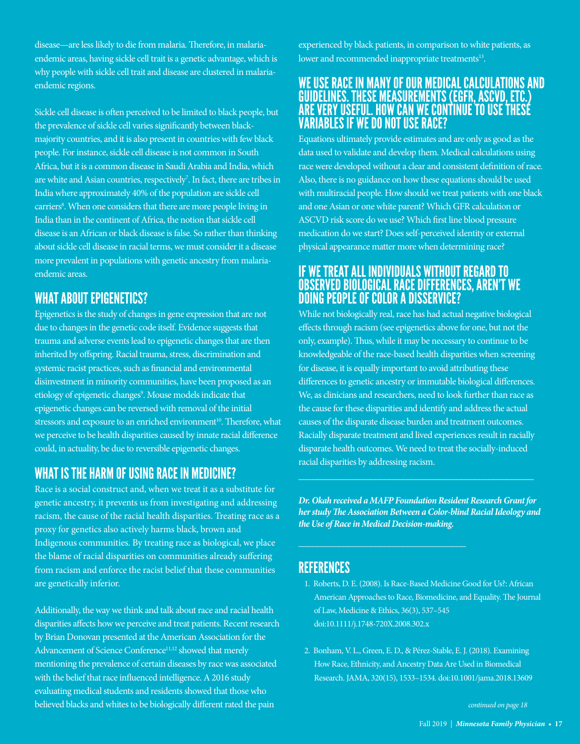disease—are less likely to die from malaria. Therefore, in malaria-endemic areas, having sickle cell trait is a genetic advantage, which is why people with sickle cell trait and disease are clustered in malaria-endemic regions.

Sickle cell disease is often perceived to be limited to black people, but the prevalence of sickle cell varies significantly between black-majority countries, and it is also present in countries with few black people. For instance, sickle cell disease is not common in South Africa, but it is a common disease in Saudi Arabia and India, which are white and Asian countries, respectively[7]. In fact, there are tribes in India where approximately 40% of the population are sickle cell carriers[8]. When one considers that there are more people living in India than in the continent of Africa, the notion that sickle cell disease is an African or black disease is false. So rather than thinking about sickle cell disease in racial terms, we must consider it a disease more prevalent in populations with genetic ancestry from malaria-endemic areas.

## WHAT ABOUT EPIGENETICS?

Epigenetics is the study of changes in gene expression that are not due to changes in the genetic code itself. Evidence suggests that trauma and adverse events lead to epigenetic changes that are then inherited by offspring. Racial trauma, stress, discrimination and systemic racist practices, such as financial and environmental disinvestment in minority communities, have been proposed as an etiology of epigenetic changes[9]. Mouse models indicate that epigenetic changes can be reversed with removal of the initial stressors and exposure to an enriched environment[10]. Therefore, what we perceive to be health disparities caused by innate racial difference could, in actuality, be due to reversible epigenetic changes.

## WHAT IS THE HARM OF USING RACE IN MEDICINE?

Race is a social construct and, when we treat it as a substitute for genetic ancestry, it prevents us from investigating and addressing racism, the cause of the racial health disparities. Treating race as a proxy for genetics also actively harms black, brown and Indigenous communities. By treating race as biological, we place the blame of racial disparities on communities already suffering from racism and enforce the racist belief that these communities are genetically inferior.

Additionally, the way we think and talk about race and racial health disparities affects how we perceive and treat patients. Recent research by Brian Donovan presented at the American Association for the Advancement of Science Conference[11,12] showed that merely mentioning the prevalence of certain diseases by race was associated with the belief that race influenced intelligence. A 2016 study evaluating medical students and residents showed that those who believed blacks and whites to be biologically different rated the pain experienced by black patients, in comparison to white patients, as lower and recommended inappropriate treatments[13].

## WE USE RACE IN MANY OF OUR MEDICAL CALCULATIONS AND GUIDELINES. THESE MEASUREMENTS (EGFR, ASCVD, ETC.) ARE VERY USEFUL. HOW CAN WE CONTINUE TO USE THESE VARIABLES IF WE DO NOT USE RACE?

Equations ultimately provide estimates and are only as good as the data used to validate and develop them. Medical calculations using race were developed without a clear and consistent definition of race. Also, there is no guidance on how these equations should be used with multiracial people. How should we treat patients with one black and one Asian or one white parent? Which GFR calculation or ASCVD risk score do we use? Which first line blood pressure medication do we start? Does self-perceived identity or external physical appearance matter more when determining race?

## IF WE TREAT ALL INDIVIDUALS WITHOUT REGARD TO OBSERVED BIOLOGICAL RACE DIFFERENCES, AREN'T WE DOING PEOPLE OF COLOR A DISSERVICE?

While not biologically real, race has had actual negative biological effects through racism (see epigenetics above for one, but not the only, example). Thus, while it may be necessary to continue to be knowledgeable of the race-based health disparities when screening for disease, it is equally important to avoid attributing these differences to genetic ancestry or immutable biological differences. We, as clinicians and researchers, need to look further than race as the cause for these disparities and identify and address the actual causes of the disparate disease burden and treatment outcomes. Racially disparate treatment and lived experiences result in racially disparate health outcomes. We need to treat the socially-induced racial disparities by addressing racism.

---

***Dr. Okah received a MAFP Foundation Resident Research Grant for her study The Association Between a Color-blind Racial Ideology and the Use of Race in Medical Decision-making.***

---

## REFERENCES

1. Roberts, D. E. (2008). Is Race-Based Medicine Good for Us?: African American Approaches to Race, Biomedicine, and Equality. The Journal of Law, Medicine & Ethics, 36(3), 537–545 doi:10.1111/j.1748-720X.2008.302.x

2. Bonham, V. L., Green, E. D., & Pérez-Stable, E. J. (2018). Examining How Race, Ethnicity, and Ancestry Data Are Used in Biomedical Research. JAMA, 320(15), 1533–1534. doi:10.1001/jama.2018.13609

*continued on page 18*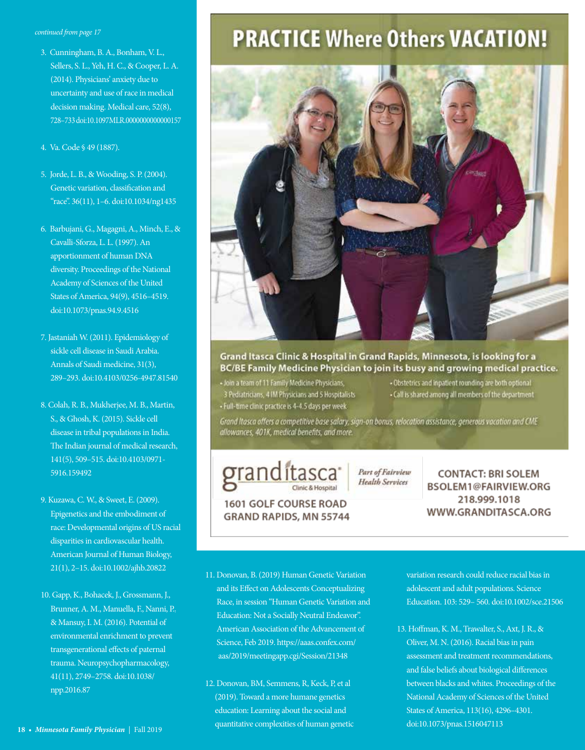*continued from page 17*

3. Cunningham, B. A., Bonham, V. L., Sellers, S. L., Yeh, H. C., & Cooper, L. A. (2014). Physicians' anxiety due to uncertainty and use of race in medical decision making. Medical care, 52(8), 728–733 doi:10.1097MLR.0000000000000157

4. Va. Code § 49 (1887).

5. Jorde, L. B., & Wooding, S. P. (2004). Genetic variation, classification and "race". 36(11), 1–6. doi:10.1034/ng1435

6. Barbujani, G., Magagni, A., Minch, E., & Cavalli-Sforza, L. L. (1997). An apportionment of human DNA diversity. Proceedings of the National Academy of Sciences of the United States of America, 94(9), 4516–4519. doi:10.1073/pnas.94.9.4516

7. Jastaniah W. (2011). Epidemiology of sickle cell disease in Saudi Arabia. Annals of Saudi medicine, 31(3), 289–293. doi:10.4103/0256-4947.81540

8. Colah, R. B., Mukherjee, M. B., Martin, S., & Ghosh, K. (2015). Sickle cell disease in tribal populations in India. The Indian journal of medical research, 141(5), 509–515. doi:10.4103/0971-5916.159492

9. Kuzawa, C. W., & Sweet, E. (2009). Epigenetics and the embodiment of race: Developmental origins of US racial disparities in cardiovascular health. American Journal of Human Biology, 21(1), 2–15. doi:10.1002/ajhb.20822

10. Gapp, K., Bohacek, J., Grossmann, J., Brunner, A. M., Manuella, F., Nanni, P., & Mansuy, I. M. (2016). Potential of environmental enrichment to prevent transgenerational effects of paternal trauma. Neuropsychopharmacology, 41(11), 2749–2758. doi:10.1038/npp.2016.87

# PRACTICE Where Others VACATION!

**Grand Itasca Clinic & Hospital in Grand Rapids, Minnesota, is looking for a BC/BE Family Medicine Physician to join its busy and growing medical practice.**

- Join a team of 11 Family Medicine Physicians, 3 Pediatricians, 4 IM Physicians and 5 Hospitalists
- Full-time clinic practice is 4-4.5 days per week
- Obstetrics and inpatient rounding are both optional
- Call is shared among all members of the department

*Grand Itasca offers a competitive base salary, sign-on bonus, relocation assistance, generous vacation and CME allowances, 401K, medical benefits, and more.*

grand itasca Clinic & Hospital — *Part of Fairview Health Services*

1601 GOLF COURSE ROAD
GRAND RAPIDS, MN 55744

CONTACT: BRI SOLEM
BSOLEM1@FAIRVIEW.ORG
218.999.1018
WWW.GRANDITASCA.ORG

11. Donovan, B. (2019) Human Genetic Variation and its Effect on Adolescents Conceptualizing Race, in session "Human Genetic Variation and Education: Not a Socially Neutral Endeavor". American Association of the Advancement of Science, Feb 2019. https://aaas.confex.com/aas/2019/meetingapp.cgi/Session/21348

12. Donovan, BM, Semmens, R, Keck, P, et al (2019). Toward a more humane genetics education: Learning about the social and quantitative complexities of human genetic variation research could reduce racial bias in adolescent and adult populations. Science Education. 103: 529– 560. doi:10.1002/sce.21506

13. Hoffman, K. M., Trawalter, S., Axt, J. R., & Oliver, M. N. (2016). Racial bias in pain assessment and treatment recommendations, and false beliefs about biological differences between blacks and whites. Proceedings of the National Academy of Sciences of the United States of America, 113(16), 4296–4301. doi:10.1073/pnas.1516047113